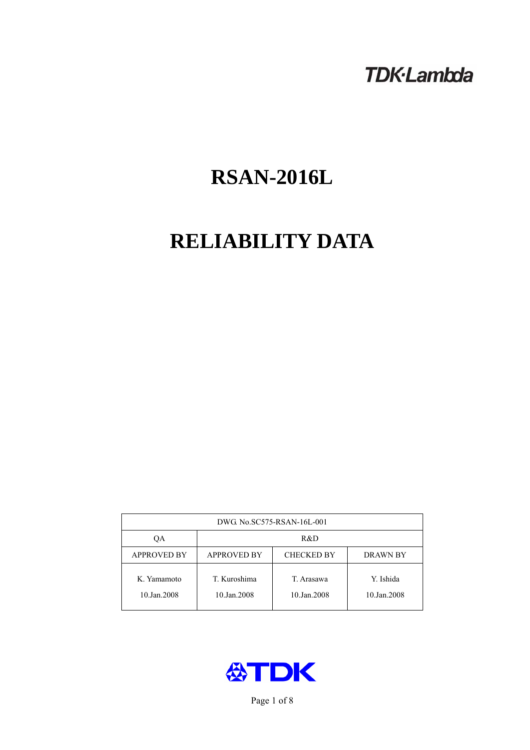TDK·Lambda

# RSAN-2016L

# RELIABILITY DATA

| DWG. No.SC575-RSAN-16L-001 | | | |
|---|---|---|---|
| QA | R&D | | |
| APPROVED BY | APPROVED BY | CHECKED BY | DRAWN BY |
| K. Yamamoto<br>10.Jan.2008 | T. Kuroshima<br>10.Jan.2008 | T. Arasawa<br>10.Jan.2008 | Y. Ishida<br>10.Jan.2008 |

TDK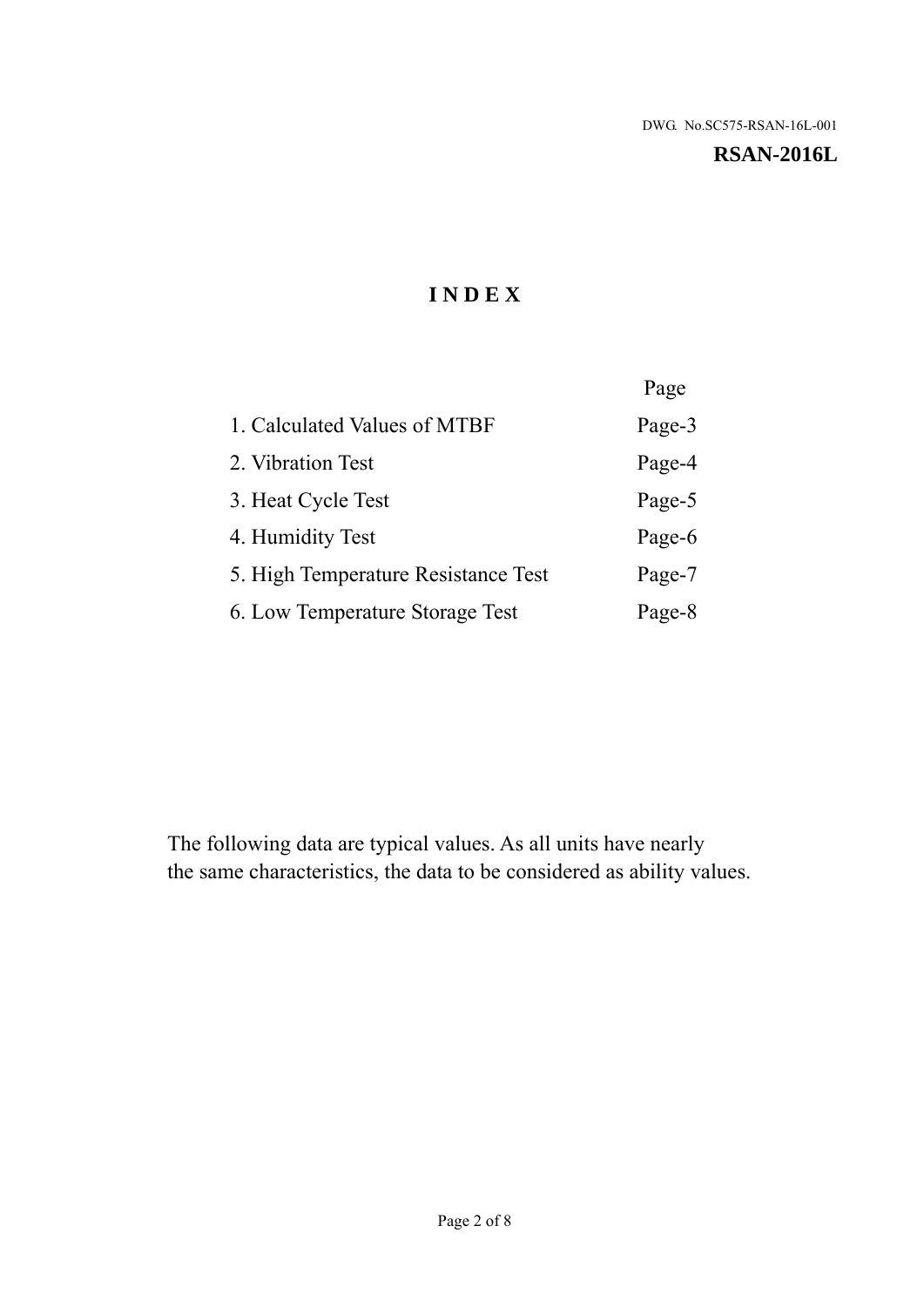DWG. No.SC575-RSAN-16L-001

**RSAN-2016L**

# INDEX

| | Page |
|---|---|
| 1. Calculated Values of MTBF | Page-3 |
| 2. Vibration Test | Page-4 |
| 3. Heat Cycle Test | Page-5 |
| 4. Humidity Test | Page-6 |
| 5. High Temperature Resistance Test | Page-7 |
| 6. Low Temperature Storage Test | Page-8 |

The following data are typical values. As all units have nearly the same characteristics, the data to be considered as ability values.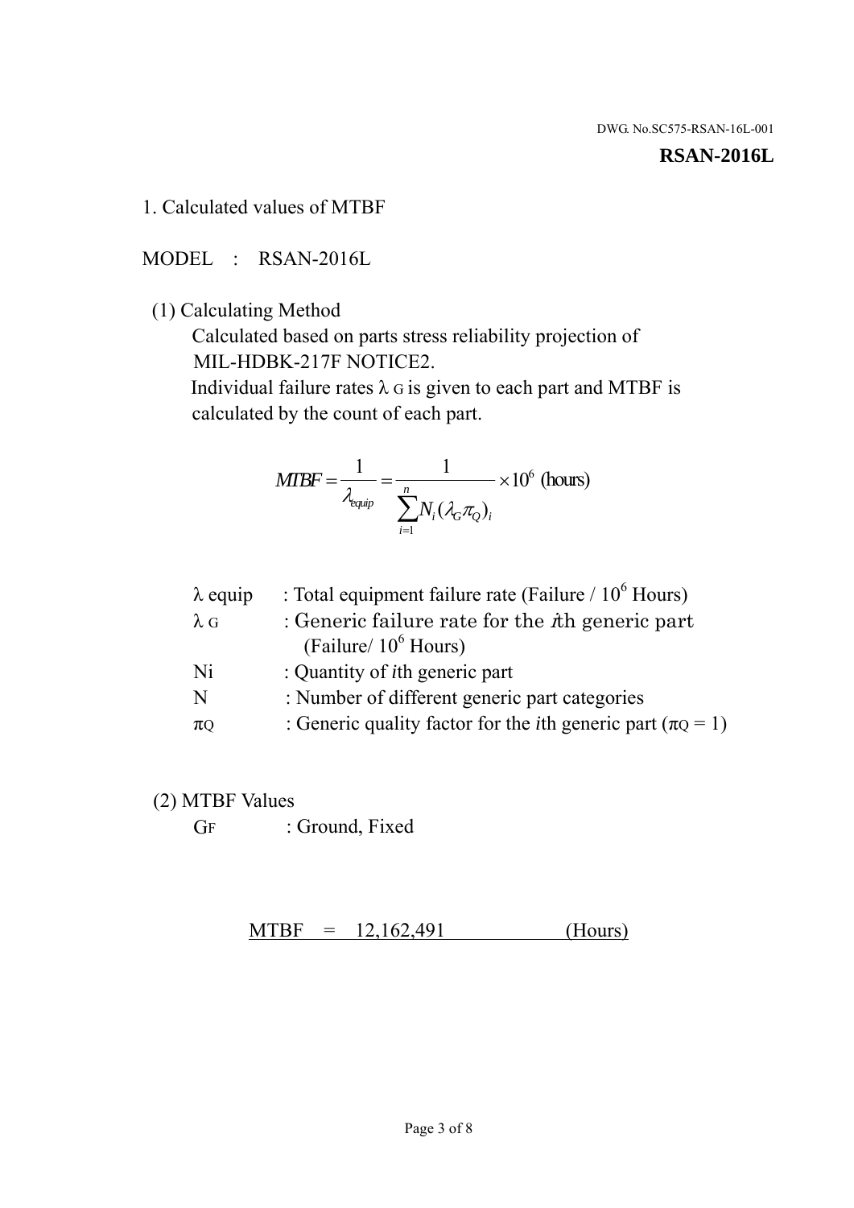DWG. No.SC575-RSAN-16L-001

**RSAN-2016L**

## 1. Calculated values of MTBF

MODEL : RSAN-2016L

(1) Calculating Method

Calculated based on parts stress reliability projection of MIL-HDBK-217F NOTICE2.

Individual failure rates $\lambda_G$ is given to each part and MTBF is calculated by the count of each part.

$$MTBF = \frac{1}{\lambda_{equip}} = \frac{1}{\sum_{i=1}^{n} N_i (\lambda_G \pi_Q)_i} \times 10^6 \text{ (hours)}$$

| | |
|---|---|
| $\lambda$ equip | : Total equipment failure rate (Failure / $10^6$ Hours) |
| $\lambda_G$ | : Generic failure rate for the $i$th generic part (Failure/ $10^6$ Hours) |
| Ni | : Quantity of $i$th generic part |
| N | : Number of different generic part categories |
| $\pi_Q$ | : Generic quality factor for the $i$th generic part ($\pi_Q = 1$) |

(2) MTBF Values

$G_F$ : Ground, Fixed

MTBF = 12,162,491 (Hours)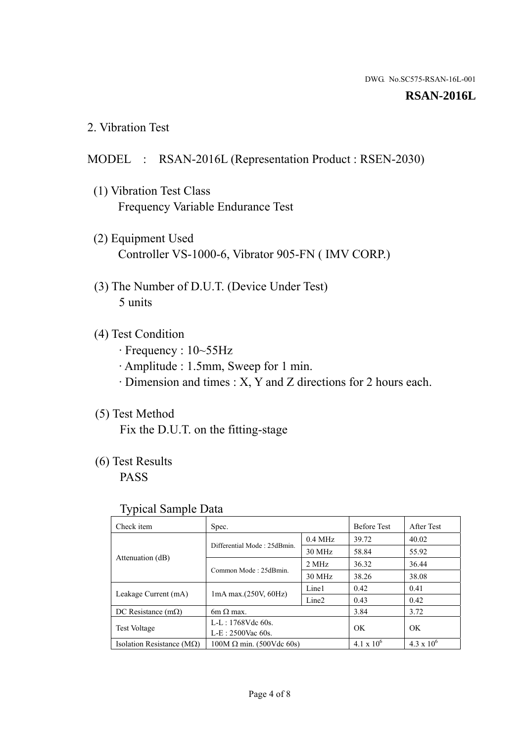DWG. No.SC575-RSAN-16L-001

**RSAN-2016L**

## 2. Vibration Test

MODEL : RSAN-2016L (Representation Product : RSEN-2030)

(1) Vibration Test Class
Frequency Variable Endurance Test

(2) Equipment Used
Controller VS-1000-6, Vibrator 905-FN ( IMV CORP.)

(3) The Number of D.U.T. (Device Under Test)
5 units

(4) Test Condition
· Frequency : 10~55Hz
· Amplitude : 1.5mm, Sweep for 1 min.
· Dimension and times : X, Y and Z directions for 2 hours each.

(5) Test Method
Fix the D.U.T. on the fitting-stage

(6) Test Results
PASS

Typical Sample Data

| Check item | Spec. | | Before Test | After Test |
|---|---|---|---|---|
| Attenuation (dB) | Differential Mode : 25dBmin. | 0.4 MHz | 39.72 | 40.02 |
| | | 30 MHz | 58.84 | 55.92 |
| | Common Mode : 25dBmin. | 2 MHz | 36.32 | 36.44 |
| | | 30 MHz | 38.26 | 38.08 |
| Leakage Current (mA) | 1mA max.(250V, 60Hz) | Line1 | 0.42 | 0.41 |
| | | Line2 | 0.43 | 0.42 |
| DC Resistance (mΩ) | 6m Ω max. | | 3.84 | 3.72 |
| Test Voltage | L-L : 1768Vdc 60s.<br>L-E : 2500Vac 60s. | | OK | OK |
| Isolation Resistance (MΩ) | 100M Ω min. (500Vdc 60s) | | $4.1 \times 10^6$ | $4.3 \times 10^6$ |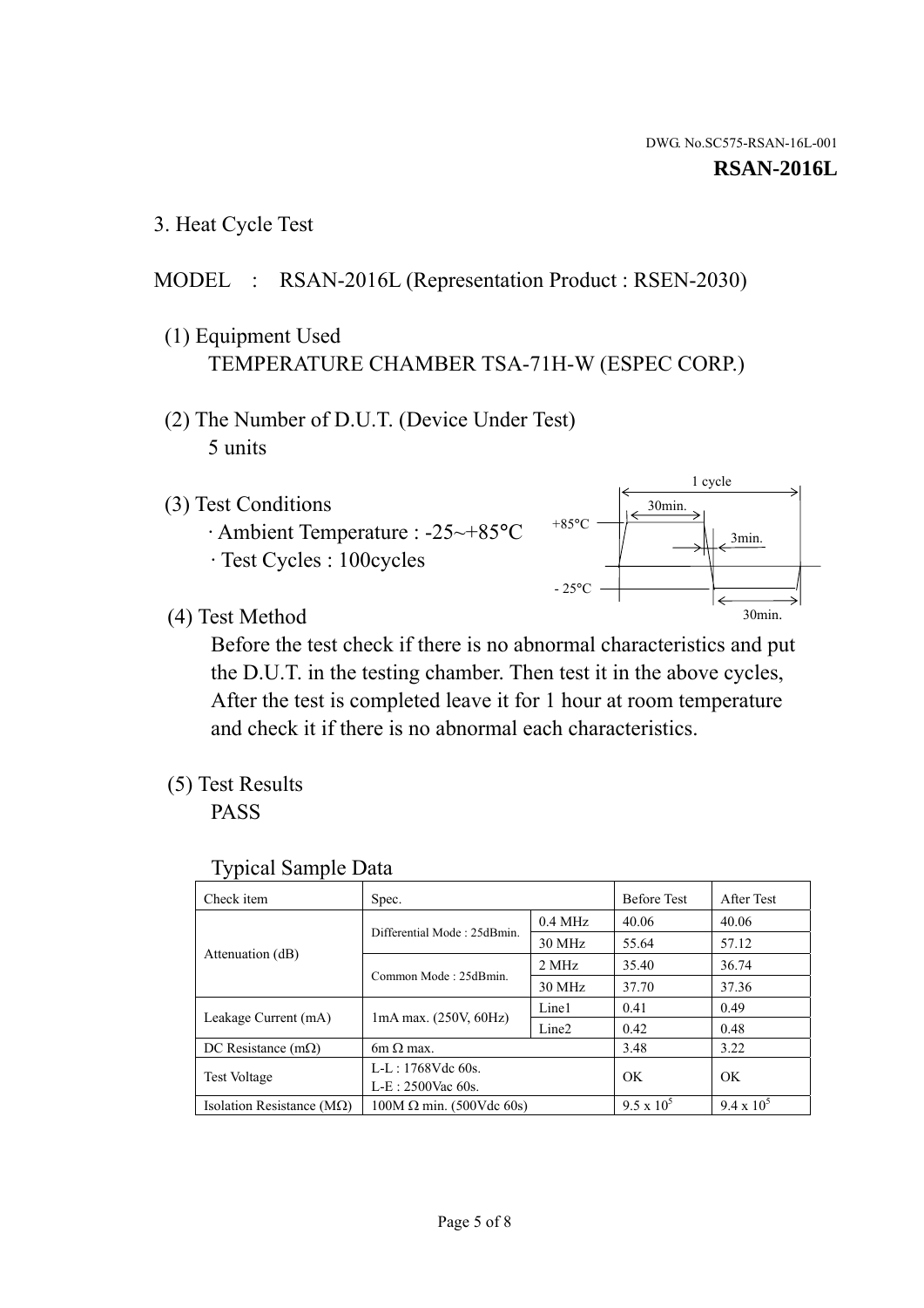DWG. No.SC575-RSAN-16L-001

**RSAN-2016L**

## 3. Heat Cycle Test

MODEL : RSAN-2016L (Representation Product : RSEN-2030)

(1) Equipment Used
TEMPERATURE CHAMBER TSA-71H-W (ESPEC CORP.)

(2) The Number of D.U.T. (Device Under Test)
5 units

(3) Test Conditions
· Ambient Temperature : -25~+85°C
· Test Cycles : 100cycles

1 cycle
30min.
+85°C
3min.
- 25°C
30min.

(4) Test Method
Before the test check if there is no abnormal characteristics and put the D.U.T. in the testing chamber. Then test it in the above cycles, After the test is completed leave it for 1 hour at room temperature and check it if there is no abnormal each characteristics.

(5) Test Results
PASS

Typical Sample Data

| Check item | Spec. | | Before Test | After Test |
|---|---|---|---|---|
| Attenuation (dB) | Differential Mode : 25dBmin. | 0.4 MHz | 40.06 | 40.06 |
| | | 30 MHz | 55.64 | 57.12 |
| | Common Mode : 25dBmin. | 2 MHz | 35.40 | 36.74 |
| | | 30 MHz | 37.70 | 37.36 |
| Leakage Current (mA) | 1mA max. (250V, 60Hz) | Line1 | 0.41 | 0.49 |
| | | Line2 | 0.42 | 0.48 |
| DC Resistance (mΩ) | 6m Ω max. | | 3.48 | 3.22 |
| Test Voltage | L-L : 1768Vdc 60s.<br>L-E : 2500Vac 60s. | | OK | OK |
| Isolation Resistance (MΩ) | 100M Ω min. (500Vdc 60s) | | $9.5 \times 10^5$ | $9.4 \times 10^5$ |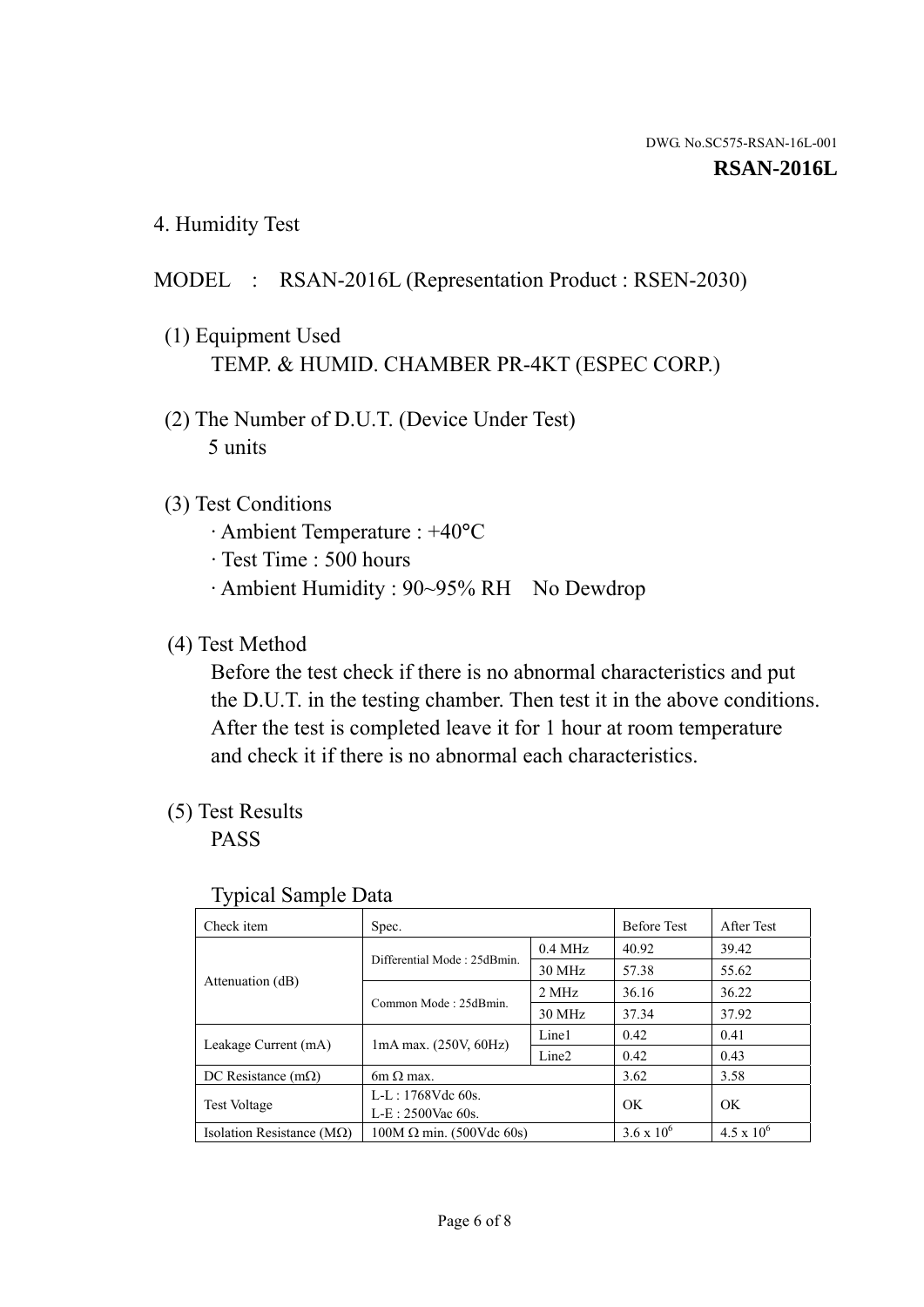DWG. No.SC575-RSAN-16L-001

**RSAN-2016L**

## 4. Humidity Test

MODEL : RSAN-2016L (Representation Product : RSEN-2030)

(1) Equipment Used
TEMP. & HUMID. CHAMBER PR-4KT (ESPEC CORP.)

(2) The Number of D.U.T. (Device Under Test)
5 units

(3) Test Conditions
· Ambient Temperature : +40°C
· Test Time : 500 hours
· Ambient Humidity : 90~95% RH No Dewdrop

(4) Test Method
Before the test check if there is no abnormal characteristics and put the D.U.T. in the testing chamber. Then test it in the above conditions. After the test is completed leave it for 1 hour at room temperature and check it if there is no abnormal each characteristics.

(5) Test Results
PASS

Typical Sample Data

| Check item | Spec. | | Before Test | After Test |
|---|---|---|---|---|
| Attenuation (dB) | Differential Mode : 25dBmin. | 0.4 MHz | 40.92 | 39.42 |
| | | 30 MHz | 57.38 | 55.62 |
| | Common Mode : 25dBmin. | 2 MHz | 36.16 | 36.22 |
| | | 30 MHz | 37.34 | 37.92 |
| Leakage Current (mA) | 1mA max. (250V, 60Hz) | Line1 | 0.42 | 0.41 |
| | | Line2 | 0.42 | 0.43 |
| DC Resistance (mΩ) | 6m Ω max. | | 3.62 | 3.58 |
| Test Voltage | L-L : 1768Vdc 60s.<br>L-E : 2500Vac 60s. | | OK | OK |
| Isolation Resistance (MΩ) | 100M Ω min. (500Vdc 60s) | | $3.6 \times 10^6$ | $4.5 \times 10^6$ |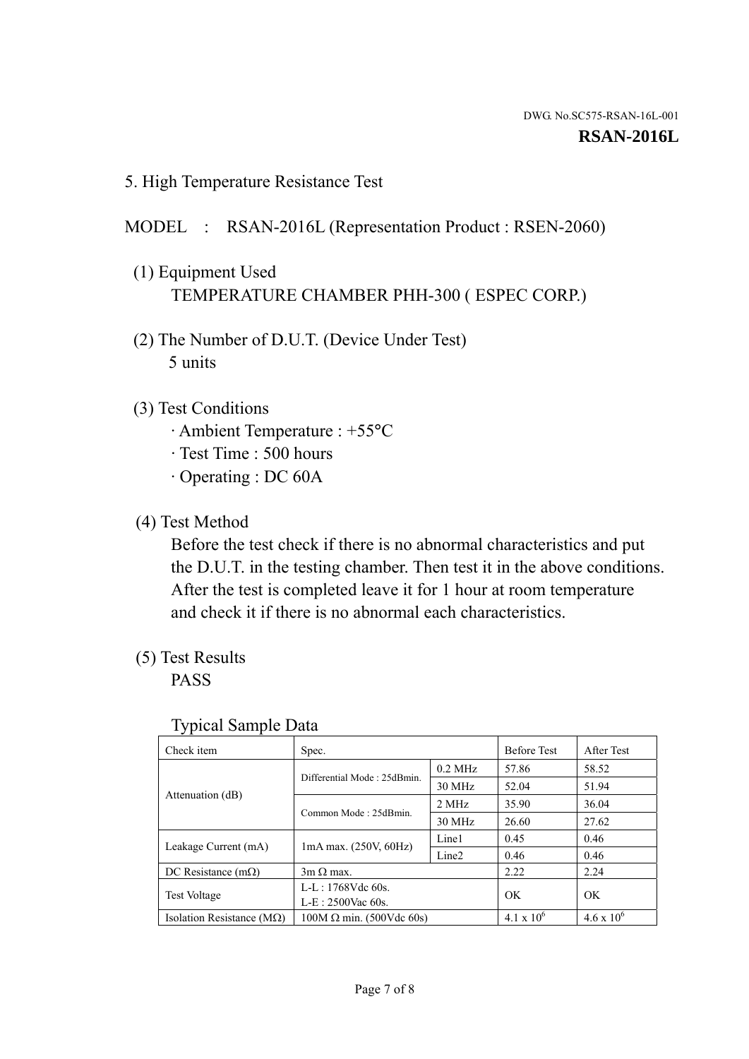DWG. No.SC575-RSAN-16L-001

**RSAN-2016L**

## 5. High Temperature Resistance Test

MODEL : RSAN-2016L (Representation Product : RSEN-2060)

(1) Equipment Used

TEMPERATURE CHAMBER PHH-300 ( ESPEC CORP.)

(2) The Number of D.U.T. (Device Under Test)

5 units

(3) Test Conditions

- Ambient Temperature : +55°C
- Test Time : 500 hours
- Operating : DC 60A

(4) Test Method

Before the test check if there is no abnormal characteristics and put the D.U.T. in the testing chamber. Then test it in the above conditions. After the test is completed leave it for 1 hour at room temperature and check it if there is no abnormal each characteristics.

(5) Test Results

PASS

Typical Sample Data

| Check item | Spec. | | Before Test | After Test |
|---|---|---|---|---|
| Attenuation (dB) | Differential Mode : 25dBmin. | 0.2 MHz | 57.86 | 58.52 |
| | | 30 MHz | 52.04 | 51.94 |
| | Common Mode : 25dBmin. | 2 MHz | 35.90 | 36.04 |
| | | 30 MHz | 26.60 | 27.62 |
| Leakage Current (mA) | 1mA max. (250V, 60Hz) | Line1 | 0.45 | 0.46 |
| | | Line2 | 0.46 | 0.46 |
| DC Resistance (mΩ) | 3m Ω max. | | 2.22 | 2.24 |
| Test Voltage | L-L : 1768Vdc 60s.<br>L-E : 2500Vac 60s. | | OK | OK |
| Isolation Resistance (MΩ) | 100M Ω min. (500Vdc 60s) | | $4.1 \times 10^6$ | $4.6 \times 10^6$ |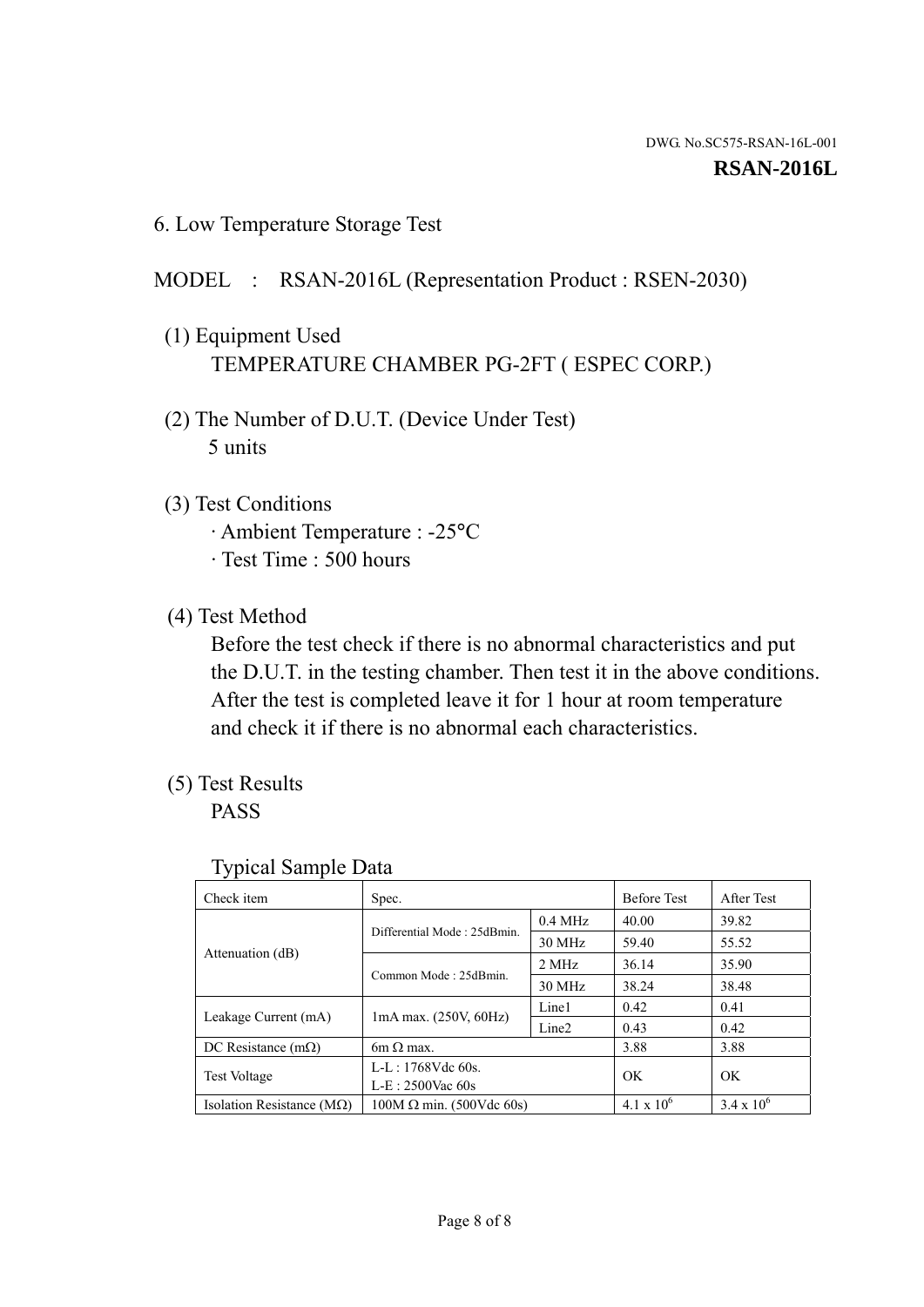DWG. No.SC575-RSAN-16L-001

**RSAN-2016L**

## 6. Low Temperature Storage Test

MODEL : RSAN-2016L (Representation Product : RSEN-2030)

(1) Equipment Used
TEMPERATURE CHAMBER PG-2FT ( ESPEC CORP.)

(2) The Number of D.U.T. (Device Under Test)
5 units

(3) Test Conditions
· Ambient Temperature : -25°C
· Test Time : 500 hours

(4) Test Method
Before the test check if there is no abnormal characteristics and put the D.U.T. in the testing chamber. Then test it in the above conditions. After the test is completed leave it for 1 hour at room temperature and check it if there is no abnormal each characteristics.

(5) Test Results
PASS

Typical Sample Data

| Check item | Spec. | | Before Test | After Test |
|---|---|---|---|---|
| Attenuation (dB) | Differential Mode : 25dBmin. | 0.4 MHz | 40.00 | 39.82 |
| | | 30 MHz | 59.40 | 55.52 |
| | Common Mode : 25dBmin. | 2 MHz | 36.14 | 35.90 |
| | | 30 MHz | 38.24 | 38.48 |
| Leakage Current (mA) | 1mA max. (250V, 60Hz) | Line1 | 0.42 | 0.41 |
| | | Line2 | 0.43 | 0.42 |
| DC Resistance (mΩ) | 6m Ω max. | | 3.88 | 3.88 |
| Test Voltage | L-L : 1768Vdc 60s.<br>L-E : 2500Vac 60s | | OK | OK |
| Isolation Resistance (MΩ) | 100M Ω min. (500Vdc 60s) | | $4.1 \times 10^6$ | $3.4 \times 10^6$ |